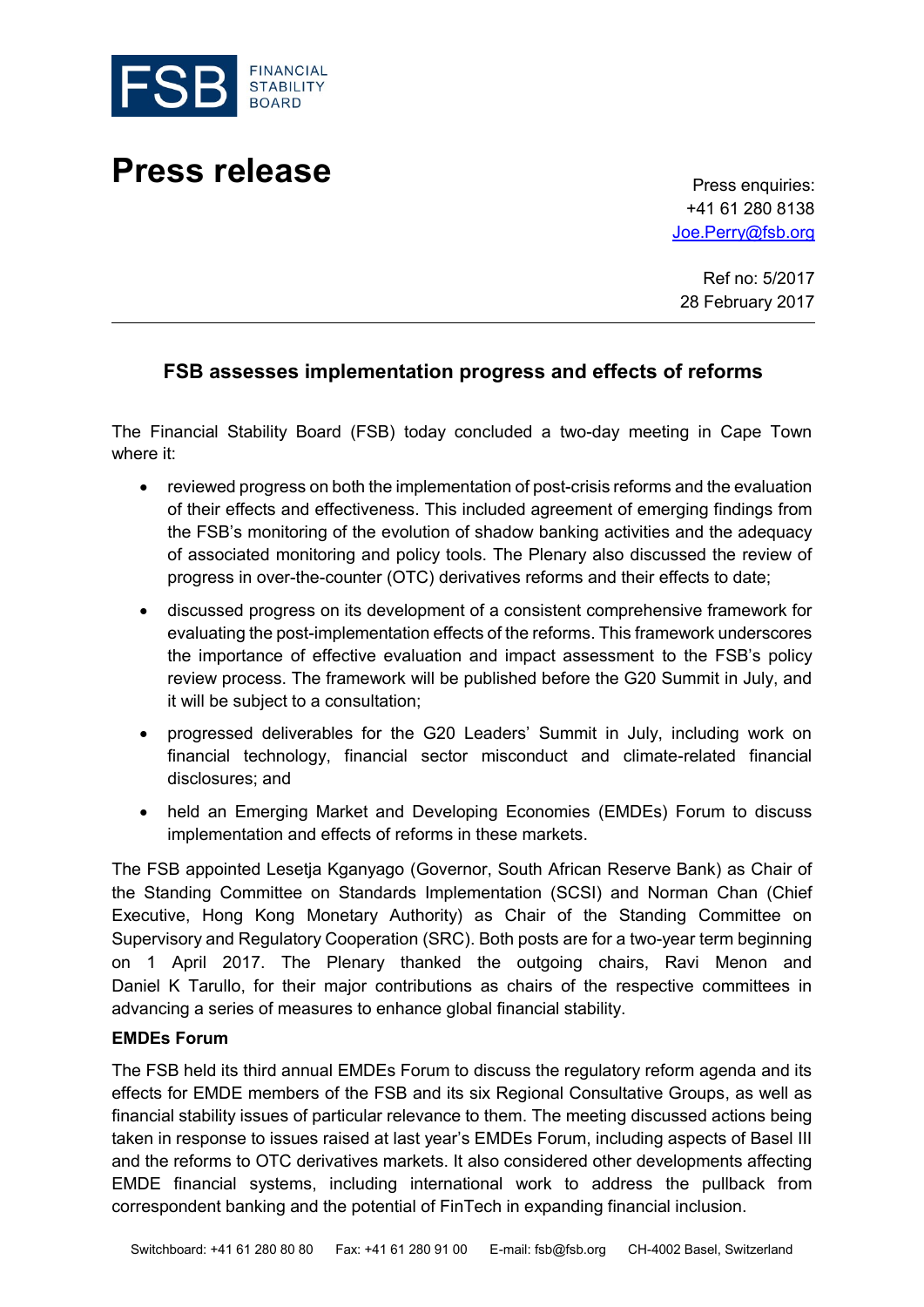FSB FINANCIAL STABILITY BOARD

# Press release

Press enquiries:
+41 61 280 8138
Joe.Perry@fsb.org

Ref no: 5/2017
28 February 2017

## FSB assesses implementation progress and effects of reforms

The Financial Stability Board (FSB) today concluded a two-day meeting in Cape Town where it:

- reviewed progress on both the implementation of post-crisis reforms and the evaluation of their effects and effectiveness. This included agreement of emerging findings from the FSB's monitoring of the evolution of shadow banking activities and the adequacy of associated monitoring and policy tools. The Plenary also discussed the review of progress in over-the-counter (OTC) derivatives reforms and their effects to date;
- discussed progress on its development of a consistent comprehensive framework for evaluating the post-implementation effects of the reforms. This framework underscores the importance of effective evaluation and impact assessment to the FSB's policy review process. The framework will be published before the G20 Summit in July, and it will be subject to a consultation;
- progressed deliverables for the G20 Leaders' Summit in July, including work on financial technology, financial sector misconduct and climate-related financial disclosures; and
- held an Emerging Market and Developing Economies (EMDEs) Forum to discuss implementation and effects of reforms in these markets.

The FSB appointed Lesetja Kganyago (Governor, South African Reserve Bank) as Chair of the Standing Committee on Standards Implementation (SCSI) and Norman Chan (Chief Executive, Hong Kong Monetary Authority) as Chair of the Standing Committee on Supervisory and Regulatory Cooperation (SRC). Both posts are for a two-year term beginning on 1 April 2017. The Plenary thanked the outgoing chairs, Ravi Menon and Daniel K Tarullo, for their major contributions as chairs of the respective committees in advancing a series of measures to enhance global financial stability.

**EMDEs Forum**

The FSB held its third annual EMDEs Forum to discuss the regulatory reform agenda and its effects for EMDE members of the FSB and its six Regional Consultative Groups, as well as financial stability issues of particular relevance to them. The meeting discussed actions being taken in response to issues raised at last year's EMDEs Forum, including aspects of Basel III and the reforms to OTC derivatives markets. It also considered other developments affecting EMDE financial systems, including international work to address the pullback from correspondent banking and the potential of FinTech in expanding financial inclusion.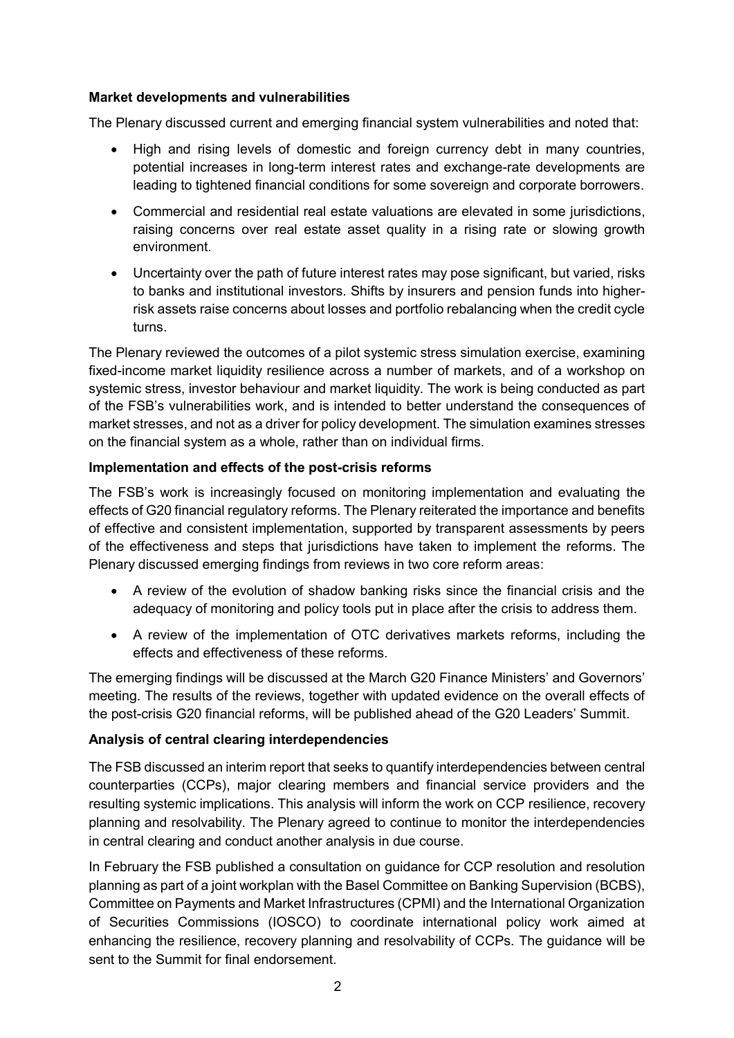**Market developments and vulnerabilities**

The Plenary discussed current and emerging financial system vulnerabilities and noted that:

- High and rising levels of domestic and foreign currency debt in many countries, potential increases in long-term interest rates and exchange-rate developments are leading to tightened financial conditions for some sovereign and corporate borrowers.
- Commercial and residential real estate valuations are elevated in some jurisdictions, raising concerns over real estate asset quality in a rising rate or slowing growth environment.
- Uncertainty over the path of future interest rates may pose significant, but varied, risks to banks and institutional investors. Shifts by insurers and pension funds into higher-risk assets raise concerns about losses and portfolio rebalancing when the credit cycle turns.

The Plenary reviewed the outcomes of a pilot systemic stress simulation exercise, examining fixed-income market liquidity resilience across a number of markets, and of a workshop on systemic stress, investor behaviour and market liquidity. The work is being conducted as part of the FSB's vulnerabilities work, and is intended to better understand the consequences of market stresses, and not as a driver for policy development. The simulation examines stresses on the financial system as a whole, rather than on individual firms.

**Implementation and effects of the post-crisis reforms**

The FSB's work is increasingly focused on monitoring implementation and evaluating the effects of G20 financial regulatory reforms. The Plenary reiterated the importance and benefits of effective and consistent implementation, supported by transparent assessments by peers of the effectiveness and steps that jurisdictions have taken to implement the reforms. The Plenary discussed emerging findings from reviews in two core reform areas:

- A review of the evolution of shadow banking risks since the financial crisis and the adequacy of monitoring and policy tools put in place after the crisis to address them.
- A review of the implementation of OTC derivatives markets reforms, including the effects and effectiveness of these reforms.

The emerging findings will be discussed at the March G20 Finance Ministers' and Governors' meeting. The results of the reviews, together with updated evidence on the overall effects of the post-crisis G20 financial reforms, will be published ahead of the G20 Leaders' Summit.

**Analysis of central clearing interdependencies**

The FSB discussed an interim report that seeks to quantify interdependencies between central counterparties (CCPs), major clearing members and financial service providers and the resulting systemic implications. This analysis will inform the work on CCP resilience, recovery planning and resolvability. The Plenary agreed to continue to monitor the interdependencies in central clearing and conduct another analysis in due course.

In February the FSB published a consultation on guidance for CCP resolution and resolution planning as part of a joint workplan with the Basel Committee on Banking Supervision (BCBS), Committee on Payments and Market Infrastructures (CPMI) and the International Organization of Securities Commissions (IOSCO) to coordinate international policy work aimed at enhancing the resilience, recovery planning and resolvability of CCPs. The guidance will be sent to the Summit for final endorsement.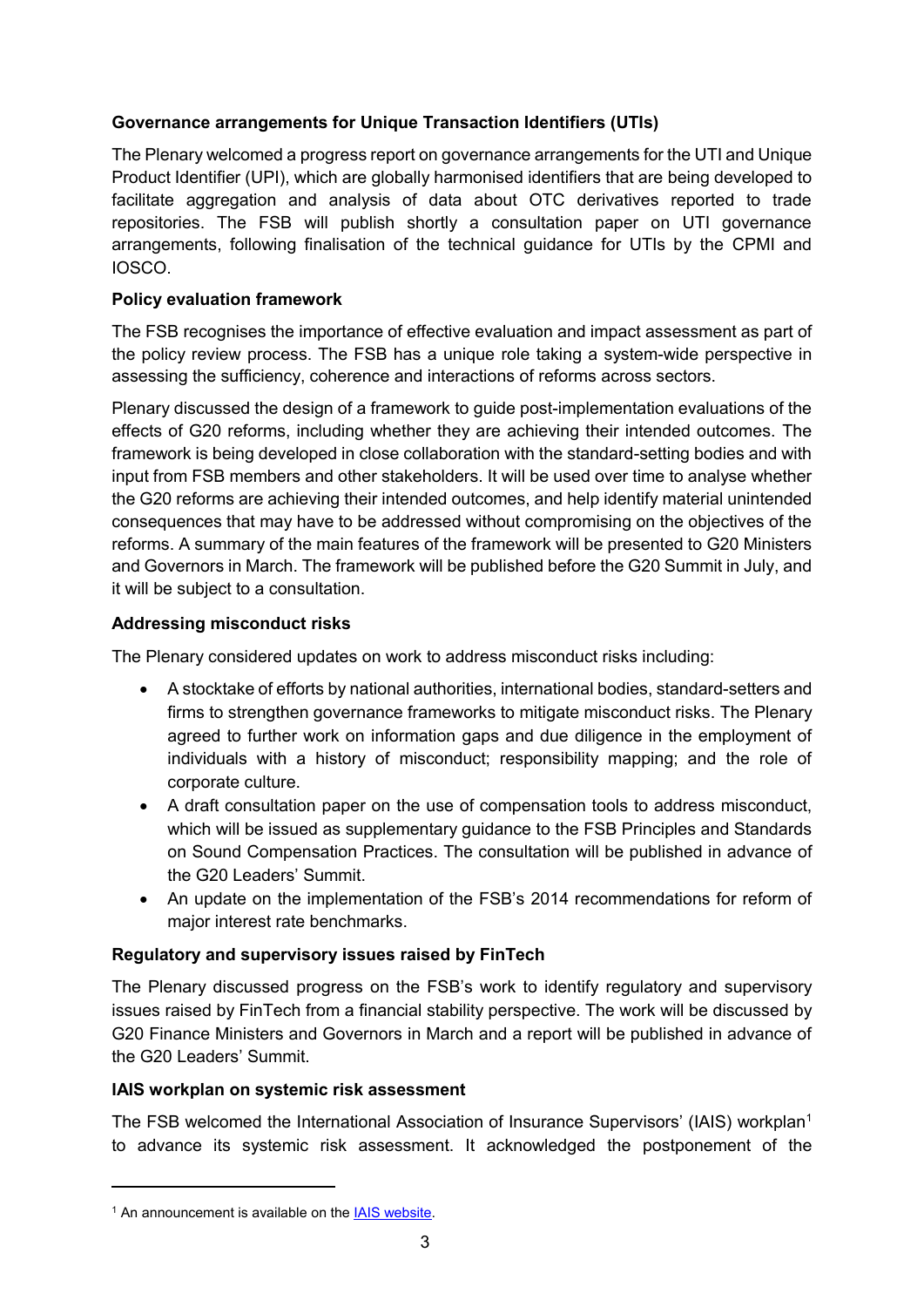**Governance arrangements for Unique Transaction Identifiers (UTIs)**

The Plenary welcomed a progress report on governance arrangements for the UTI and Unique Product Identifier (UPI), which are globally harmonised identifiers that are being developed to facilitate aggregation and analysis of data about OTC derivatives reported to trade repositories. The FSB will publish shortly a consultation paper on UTI governance arrangements, following finalisation of the technical guidance for UTIs by the CPMI and IOSCO.

**Policy evaluation framework**

The FSB recognises the importance of effective evaluation and impact assessment as part of the policy review process. The FSB has a unique role taking a system-wide perspective in assessing the sufficiency, coherence and interactions of reforms across sectors.

Plenary discussed the design of a framework to guide post-implementation evaluations of the effects of G20 reforms, including whether they are achieving their intended outcomes. The framework is being developed in close collaboration with the standard-setting bodies and with input from FSB members and other stakeholders. It will be used over time to analyse whether the G20 reforms are achieving their intended outcomes, and help identify material unintended consequences that may have to be addressed without compromising on the objectives of the reforms. A summary of the main features of the framework will be presented to G20 Ministers and Governors in March. The framework will be published before the G20 Summit in July, and it will be subject to a consultation.

**Addressing misconduct risks**

The Plenary considered updates on work to address misconduct risks including:

- A stocktake of efforts by national authorities, international bodies, standard-setters and firms to strengthen governance frameworks to mitigate misconduct risks. The Plenary agreed to further work on information gaps and due diligence in the employment of individuals with a history of misconduct; responsibility mapping; and the role of corporate culture.
- A draft consultation paper on the use of compensation tools to address misconduct, which will be issued as supplementary guidance to the FSB Principles and Standards on Sound Compensation Practices. The consultation will be published in advance of the G20 Leaders' Summit.
- An update on the implementation of the FSB's 2014 recommendations for reform of major interest rate benchmarks.

**Regulatory and supervisory issues raised by FinTech**

The Plenary discussed progress on the FSB's work to identify regulatory and supervisory issues raised by FinTech from a financial stability perspective. The work will be discussed by G20 Finance Ministers and Governors in March and a report will be published in advance of the G20 Leaders' Summit.

**IAIS workplan on systemic risk assessment**

The FSB welcomed the International Association of Insurance Supervisors' (IAIS) workplan[1] to advance its systemic risk assessment. It acknowledged the postponement of the

[1] An announcement is available on the IAIS website.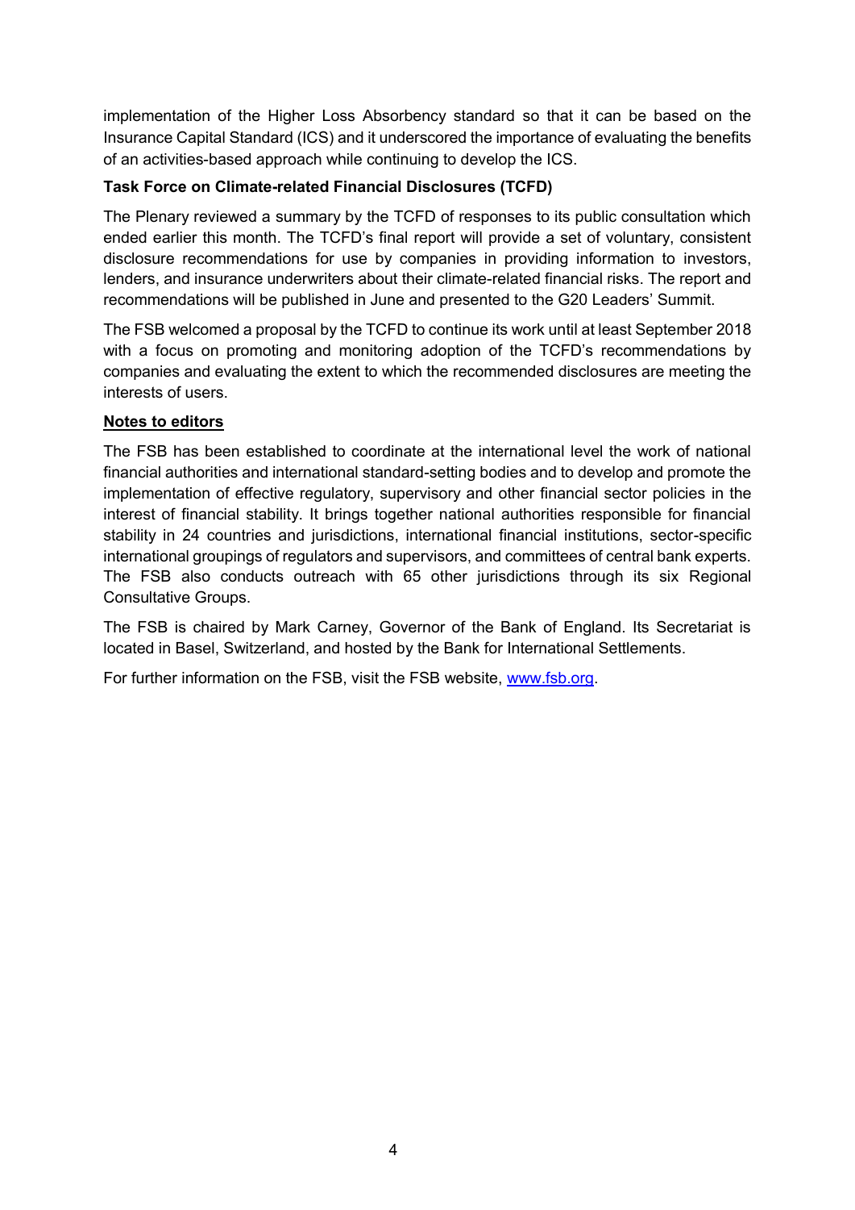implementation of the Higher Loss Absorbency standard so that it can be based on the Insurance Capital Standard (ICS) and it underscored the importance of evaluating the benefits of an activities-based approach while continuing to develop the ICS.

**Task Force on Climate-related Financial Disclosures (TCFD)**

The Plenary reviewed a summary by the TCFD of responses to its public consultation which ended earlier this month. The TCFD's final report will provide a set of voluntary, consistent disclosure recommendations for use by companies in providing information to investors, lenders, and insurance underwriters about their climate-related financial risks. The report and recommendations will be published in June and presented to the G20 Leaders' Summit.

The FSB welcomed a proposal by the TCFD to continue its work until at least September 2018 with a focus on promoting and monitoring adoption of the TCFD's recommendations by companies and evaluating the extent to which the recommended disclosures are meeting the interests of users.

**Notes to editors**

The FSB has been established to coordinate at the international level the work of national financial authorities and international standard-setting bodies and to develop and promote the implementation of effective regulatory, supervisory and other financial sector policies in the interest of financial stability. It brings together national authorities responsible for financial stability in 24 countries and jurisdictions, international financial institutions, sector-specific international groupings of regulators and supervisors, and committees of central bank experts. The FSB also conducts outreach with 65 other jurisdictions through its six Regional Consultative Groups.

The FSB is chaired by Mark Carney, Governor of the Bank of England. Its Secretariat is located in Basel, Switzerland, and hosted by the Bank for International Settlements.

For further information on the FSB, visit the FSB website, [www.fsb.org](http://www.fsb.org).